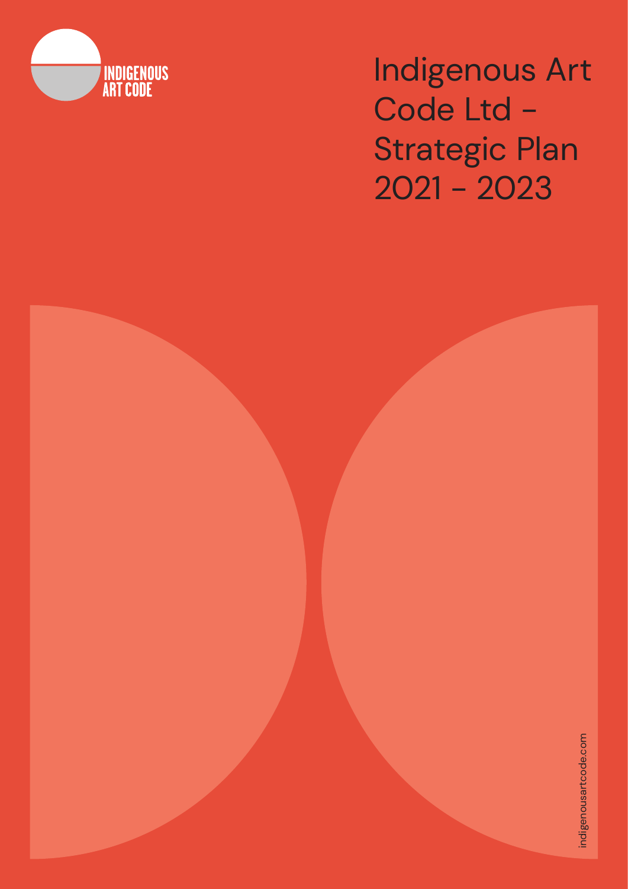INDIGENOUS ART CODE

# Indigenous Art Code Ltd - Strategic Plan 2021 - 2023

indigenousartcode.com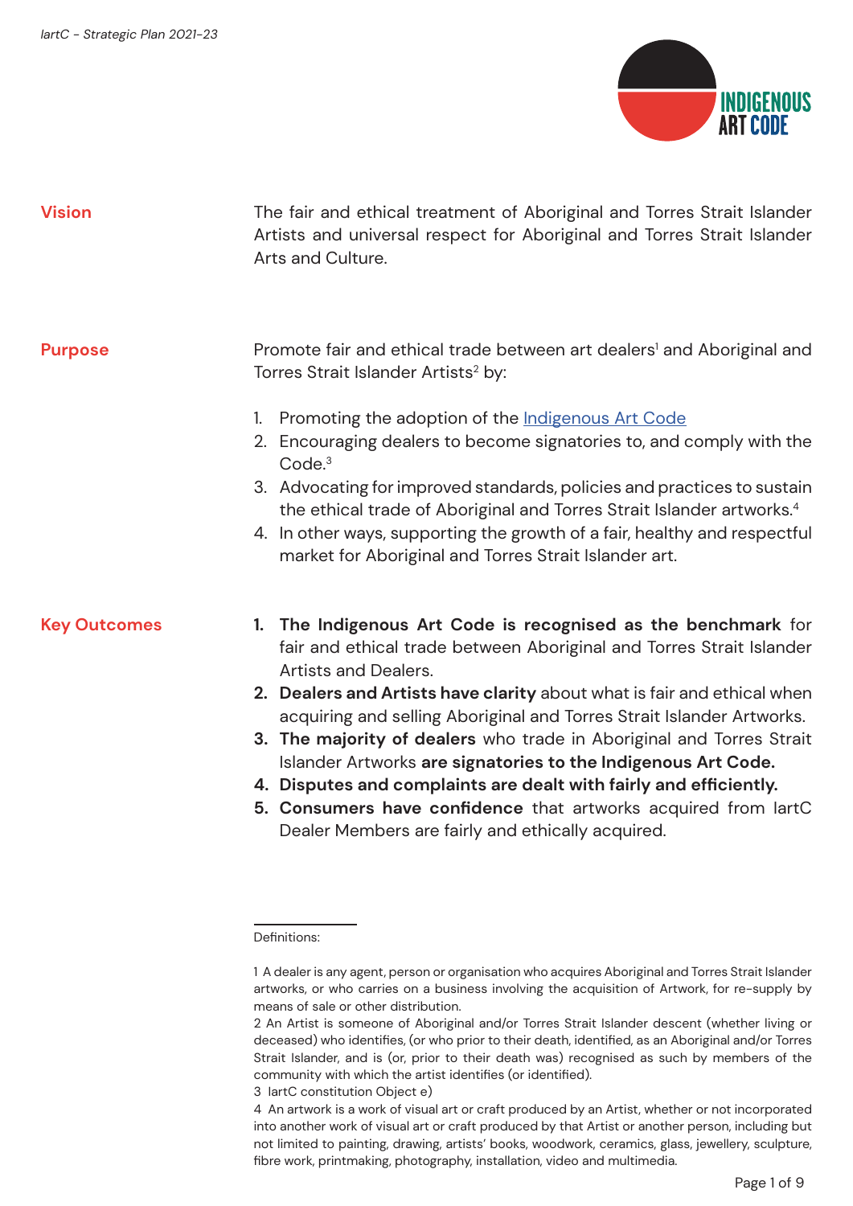## Vision

The fair and ethical treatment of Aboriginal and Torres Strait Islander Artists and universal respect for Aboriginal and Torres Strait Islander Arts and Culture.

## Purpose

Promote fair and ethical trade between art dealers[1] and Aboriginal and Torres Strait Islander Artists[2] by:

1. Promoting the adoption of the Indigenous Art Code
2. Encouraging dealers to become signatories to, and comply with the Code.[3]
3. Advocating for improved standards, policies and practices to sustain the ethical trade of Aboriginal and Torres Strait Islander artworks.[4]
4. In other ways, supporting the growth of a fair, healthy and respectful market for Aboriginal and Torres Strait Islander art.

## Key Outcomes

1. **The Indigenous Art Code is recognised as the benchmark** for fair and ethical trade between Aboriginal and Torres Strait Islander Artists and Dealers.
2. **Dealers and Artists have clarity** about what is fair and ethical when acquiring and selling Aboriginal and Torres Strait Islander Artworks.
3. **The majority of dealers** who trade in Aboriginal and Torres Strait Islander Artworks **are signatories to the Indigenous Art Code.**
4. **Disputes and complaints are dealt with fairly and efficiently.**
5. **Consumers have confidence** that artworks acquired from IartC Dealer Members are fairly and ethically acquired.

---

Definitions:

1 A dealer is any agent, person or organisation who acquires Aboriginal and Torres Strait Islander artworks, or who carries on a business involving the acquisition of Artwork, for re-supply by means of sale or other distribution.

2 An Artist is someone of Aboriginal and/or Torres Strait Islander descent (whether living or deceased) who identifies, (or who prior to their death, identified, as an Aboriginal and/or Torres Strait Islander, and is (or, prior to their death was) recognised as such by members of the community with which the artist identifies (or identified).

3 IartC constitution Object e)

4 An artwork is a work of visual art or craft produced by an Artist, whether or not incorporated into another work of visual art or craft produced by that Artist or another person, including but not limited to painting, drawing, artists' books, woodwork, ceramics, glass, jewellery, sculpture, fibre work, printmaking, photography, installation, video and multimedia.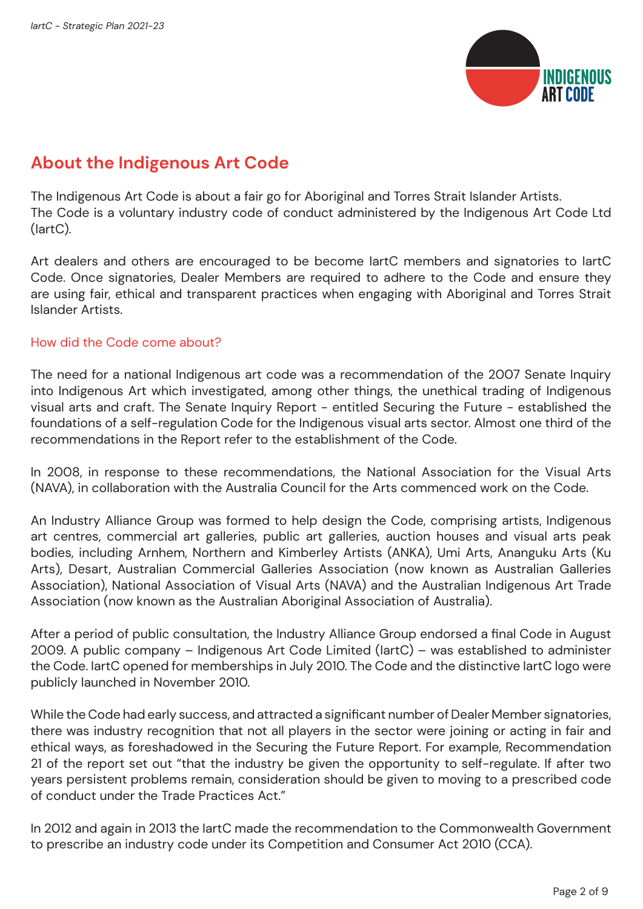## About the Indigenous Art Code

The Indigenous Art Code is about a fair go for Aboriginal and Torres Strait Islander Artists. The Code is a voluntary industry code of conduct administered by the Indigenous Art Code Ltd (IartC).

Art dealers and others are encouraged to be become IartC members and signatories to IartC Code. Once signatories, Dealer Members are required to adhere to the Code and ensure they are using fair, ethical and transparent practices when engaging with Aboriginal and Torres Strait Islander Artists.

### How did the Code come about?

The need for a national Indigenous art code was a recommendation of the 2007 Senate Inquiry into Indigenous Art which investigated, among other things, the unethical trading of Indigenous visual arts and craft. The Senate Inquiry Report - entitled Securing the Future - established the foundations of a self-regulation Code for the Indigenous visual arts sector. Almost one third of the recommendations in the Report refer to the establishment of the Code.

In 2008, in response to these recommendations, the National Association for the Visual Arts (NAVA), in collaboration with the Australia Council for the Arts commenced work on the Code.

An Industry Alliance Group was formed to help design the Code, comprising artists, Indigenous art centres, commercial art galleries, public art galleries, auction houses and visual arts peak bodies, including Arnhem, Northern and Kimberley Artists (ANKA), Umi Arts, Ananguku Arts (Ku Arts), Desart, Australian Commercial Galleries Association (now known as Australian Galleries Association), National Association of Visual Arts (NAVA) and the Australian Indigenous Art Trade Association (now known as the Australian Aboriginal Association of Australia).

After a period of public consultation, the Industry Alliance Group endorsed a final Code in August 2009. A public company – Indigenous Art Code Limited (IartC) – was established to administer the Code. IartC opened for memberships in July 2010. The Code and the distinctive IartC logo were publicly launched in November 2010.

While the Code had early success, and attracted a significant number of Dealer Member signatories, there was industry recognition that not all players in the sector were joining or acting in fair and ethical ways, as foreshadowed in the Securing the Future Report. For example, Recommendation 21 of the report set out "that the industry be given the opportunity to self-regulate. If after two years persistent problems remain, consideration should be given to moving to a prescribed code of conduct under the Trade Practices Act."

In 2012 and again in 2013 the IartC made the recommendation to the Commonwealth Government to prescribe an industry code under its Competition and Consumer Act 2010 (CCA).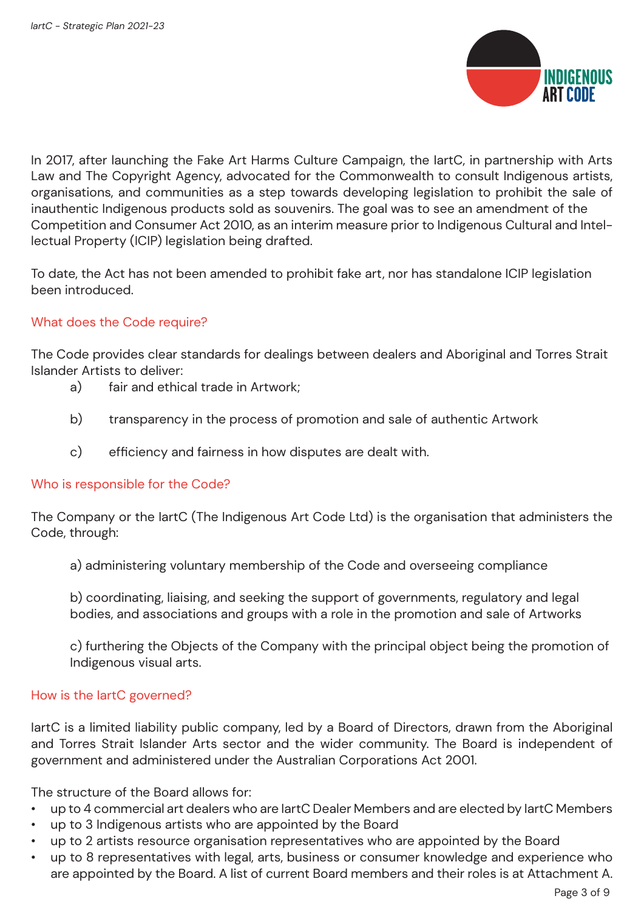In 2017, after launching the Fake Art Harms Culture Campaign, the IartC, in partnership with Arts Law and The Copyright Agency, advocated for the Commonwealth to consult Indigenous artists, organisations, and communities as a step towards developing legislation to prohibit the sale of inauthentic Indigenous products sold as souvenirs. The goal was to see an amendment of the Competition and Consumer Act 2010, as an interim measure prior to Indigenous Cultural and Intellectual Property (ICIP) legislation being drafted.

To date, the Act has not been amended to prohibit fake art, nor has standalone ICIP legislation been introduced.

## What does the Code require?

The Code provides clear standards for dealings between dealers and Aboriginal and Torres Strait Islander Artists to deliver:

a) fair and ethical trade in Artwork;

b) transparency in the process of promotion and sale of authentic Artwork

c) efficiency and fairness in how disputes are dealt with.

## Who is responsible for the Code?

The Company or the IartC (The Indigenous Art Code Ltd) is the organisation that administers the Code, through:

a) administering voluntary membership of the Code and overseeing compliance

b) coordinating, liaising, and seeking the support of governments, regulatory and legal bodies, and associations and groups with a role in the promotion and sale of Artworks

c) furthering the Objects of the Company with the principal object being the promotion of Indigenous visual arts.

## How is the IartC governed?

IartC is a limited liability public company, led by a Board of Directors, drawn from the Aboriginal and Torres Strait Islander Arts sector and the wider community. The Board is independent of government and administered under the Australian Corporations Act 2001.

The structure of the Board allows for:

- up to 4 commercial art dealers who are IartC Dealer Members and are elected by IartC Members
- up to 3 Indigenous artists who are appointed by the Board
- up to 2 artists resource organisation representatives who are appointed by the Board
- up to 8 representatives with legal, arts, business or consumer knowledge and experience who are appointed by the Board. A list of current Board members and their roles is at Attachment A.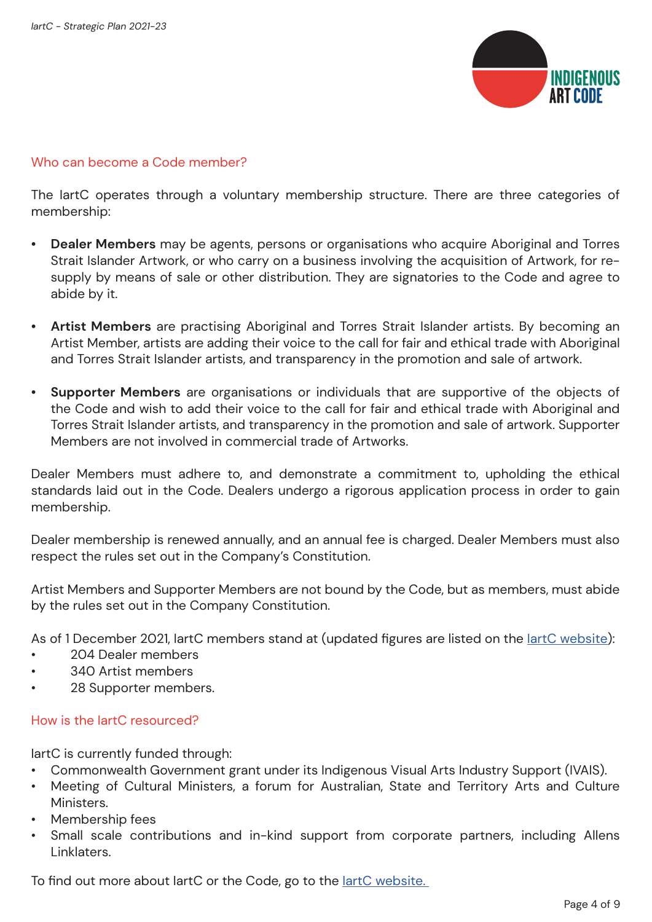## Who can become a Code member?

The IartC operates through a voluntary membership structure. There are three categories of membership:

- **Dealer Members** may be agents, persons or organisations who acquire Aboriginal and Torres Strait Islander Artwork, or who carry on a business involving the acquisition of Artwork, for re-supply by means of sale or other distribution. They are signatories to the Code and agree to abide by it.
- **Artist Members** are practising Aboriginal and Torres Strait Islander artists. By becoming an Artist Member, artists are adding their voice to the call for fair and ethical trade with Aboriginal and Torres Strait Islander artists, and transparency in the promotion and sale of artwork.
- **Supporter Members** are organisations or individuals that are supportive of the objects of the Code and wish to add their voice to the call for fair and ethical trade with Aboriginal and Torres Strait Islander artists, and transparency in the promotion and sale of artwork. Supporter Members are not involved in commercial trade of Artworks.

Dealer Members must adhere to, and demonstrate a commitment to, upholding the ethical standards laid out in the Code. Dealers undergo a rigorous application process in order to gain membership.

Dealer membership is renewed annually, and an annual fee is charged. Dealer Members must also respect the rules set out in the Company's Constitution.

Artist Members and Supporter Members are not bound by the Code, but as members, must abide by the rules set out in the Company Constitution.

As of 1 December 2021, IartC members stand at (updated figures are listed on the IartC website):

- 204 Dealer members
- 340 Artist members
- 28 Supporter members.

## How is the IartC resourced?

IartC is currently funded through:

- Commonwealth Government grant under its Indigenous Visual Arts Industry Support (IVAIS).
- Meeting of Cultural Ministers, a forum for Australian, State and Territory Arts and Culture Ministers.
- Membership fees
- Small scale contributions and in-kind support from corporate partners, including Allens Linklaters.

To find out more about IartC or the Code, go to the IartC website.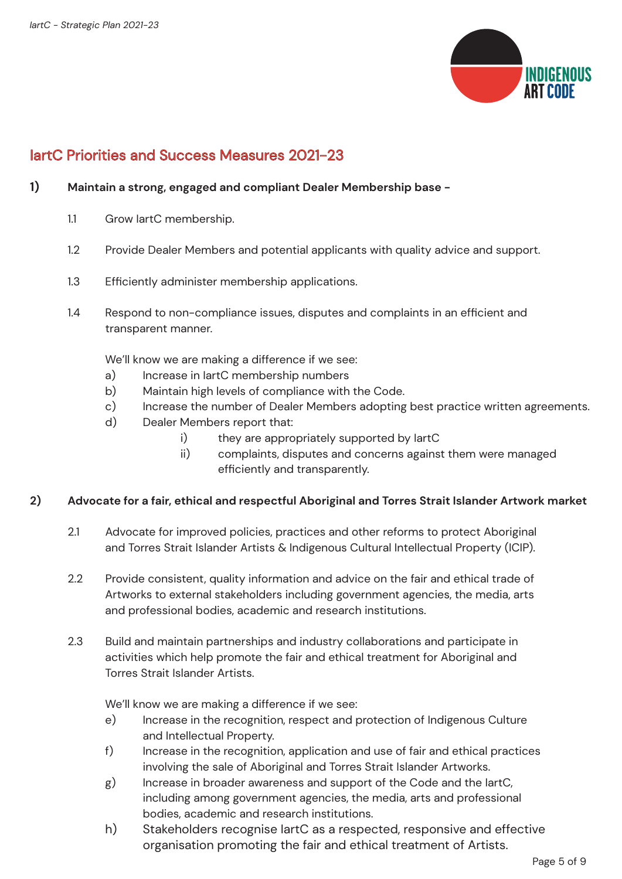## IartC Priorities and Success Measures 2021-23

**1) Maintain a strong, engaged and compliant Dealer Membership base -**

1.1 Grow IartC membership.

1.2 Provide Dealer Members and potential applicants with quality advice and support.

1.3 Efficiently administer membership applications.

1.4 Respond to non-compliance issues, disputes and complaints in an efficient and transparent manner.

We'll know we are making a difference if we see:

a) Increase in IartC membership numbers
b) Maintain high levels of compliance with the Code.
c) Increase the number of Dealer Members adopting best practice written agreements.
d) Dealer Members report that:
   i) they are appropriately supported by IartC
   ii) complaints, disputes and concerns against them were managed efficiently and transparently.

**2) Advocate for a fair, ethical and respectful Aboriginal and Torres Strait Islander Artwork market**

2.1 Advocate for improved policies, practices and other reforms to protect Aboriginal and Torres Strait Islander Artists & Indigenous Cultural Intellectual Property (ICIP).

2.2 Provide consistent, quality information and advice on the fair and ethical trade of Artworks to external stakeholders including government agencies, the media, arts and professional bodies, academic and research institutions.

2.3 Build and maintain partnerships and industry collaborations and participate in activities which help promote the fair and ethical treatment for Aboriginal and Torres Strait Islander Artists.

We'll know we are making a difference if we see:

e) Increase in the recognition, respect and protection of Indigenous Culture and Intellectual Property.
f) Increase in the recognition, application and use of fair and ethical practices involving the sale of Aboriginal and Torres Strait Islander Artworks.
g) Increase in broader awareness and support of the Code and the IartC, including among government agencies, the media, arts and professional bodies, academic and research institutions.
h) Stakeholders recognise IartC as a respected, responsive and effective organisation promoting the fair and ethical treatment of Artists.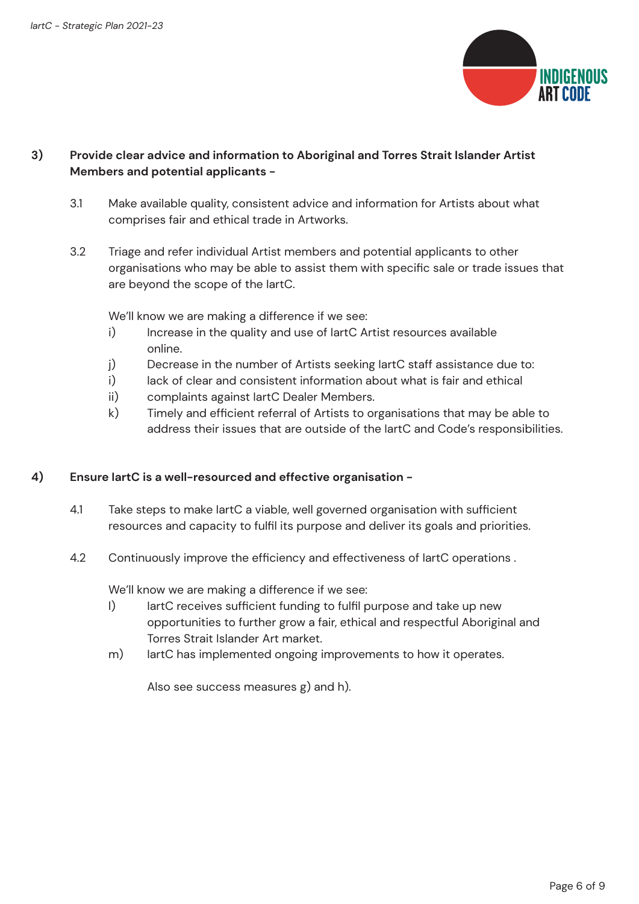**3) Provide clear advice and information to Aboriginal and Torres Strait Islander Artist Members and potential applicants -**

3.1 Make available quality, consistent advice and information for Artists about what comprises fair and ethical trade in Artworks.

3.2 Triage and refer individual Artist members and potential applicants to other organisations who may be able to assist them with specific sale or trade issues that are beyond the scope of the IartC.

We'll know we are making a difference if we see:

i) Increase in the quality and use of IartC Artist resources available online.

j) Decrease in the number of Artists seeking IartC staff assistance due to:

i) lack of clear and consistent information about what is fair and ethical

ii) complaints against IartC Dealer Members.

k) Timely and efficient referral of Artists to organisations that may be able to address their issues that are outside of the IartC and Code's responsibilities.

**4) Ensure IartC is a well-resourced and effective organisation -**

4.1 Take steps to make IartC a viable, well governed organisation with sufficient resources and capacity to fulfil its purpose and deliver its goals and priorities.

4.2 Continuously improve the efficiency and effectiveness of IartC operations .

We'll know we are making a difference if we see:

l) IartC receives sufficient funding to fulfil purpose and take up new opportunities to further grow a fair, ethical and respectful Aboriginal and Torres Strait Islander Art market.

m) IartC has implemented ongoing improvements to how it operates.

Also see success measures g) and h).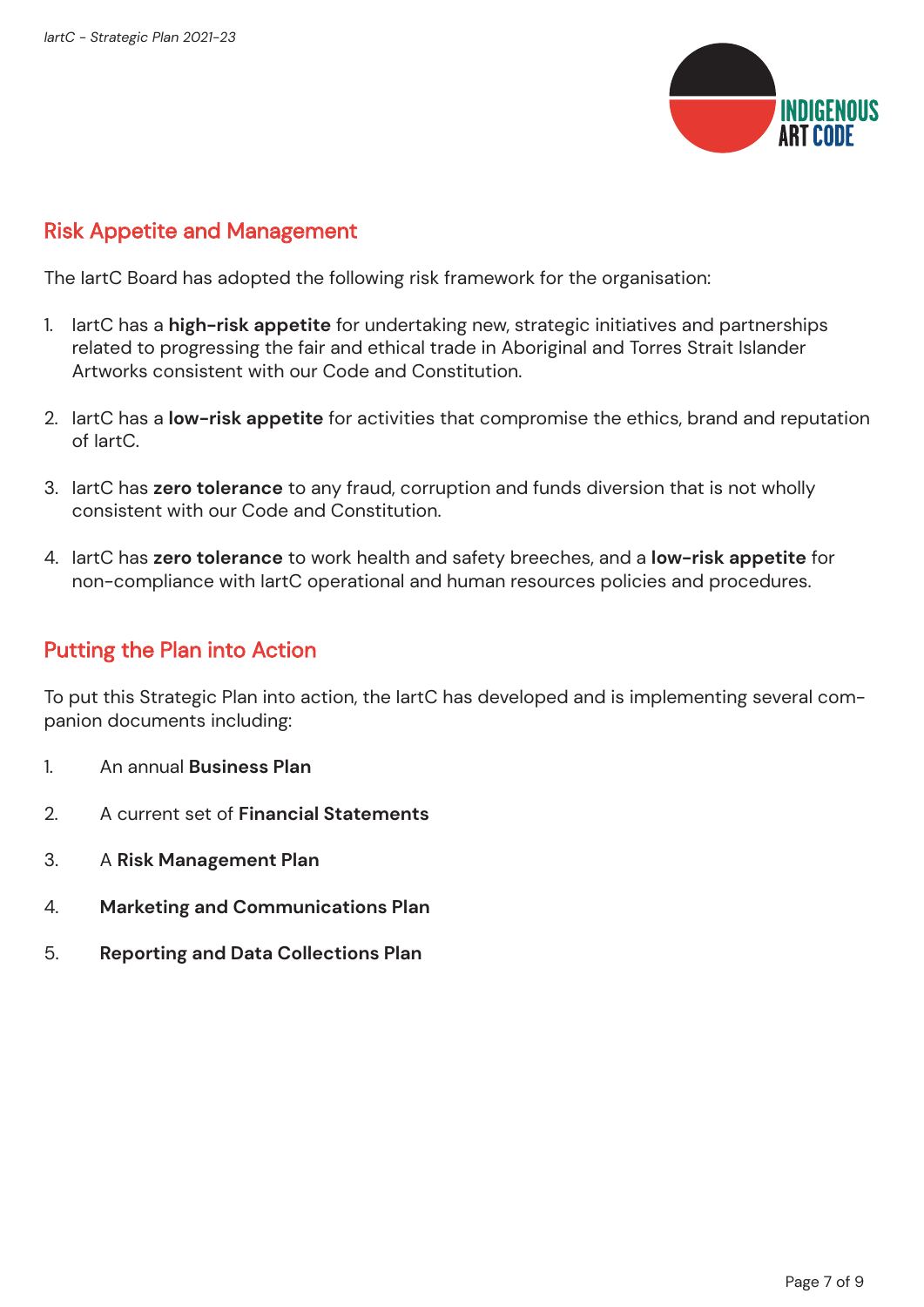## Risk Appetite and Management

The IartC Board has adopted the following risk framework for the organisation:

1. IartC has a **high-risk appetite** for undertaking new, strategic initiatives and partnerships related to progressing the fair and ethical trade in Aboriginal and Torres Strait Islander Artworks consistent with our Code and Constitution.

2. IartC has a **low-risk appetite** for activities that compromise the ethics, brand and reputation of IartC.

3. IartC has **zero tolerance** to any fraud, corruption and funds diversion that is not wholly consistent with our Code and Constitution.

4. IartC has **zero tolerance** to work health and safety breeches, and a **low-risk appetite** for non-compliance with IartC operational and human resources policies and procedures.

## Putting the Plan into Action

To put this Strategic Plan into action, the IartC has developed and is implementing several companion documents including:

1. An annual **Business Plan**
2. A current set of **Financial Statements**
3. A **Risk Management Plan**
4. **Marketing and Communications Plan**
5. **Reporting and Data Collections Plan**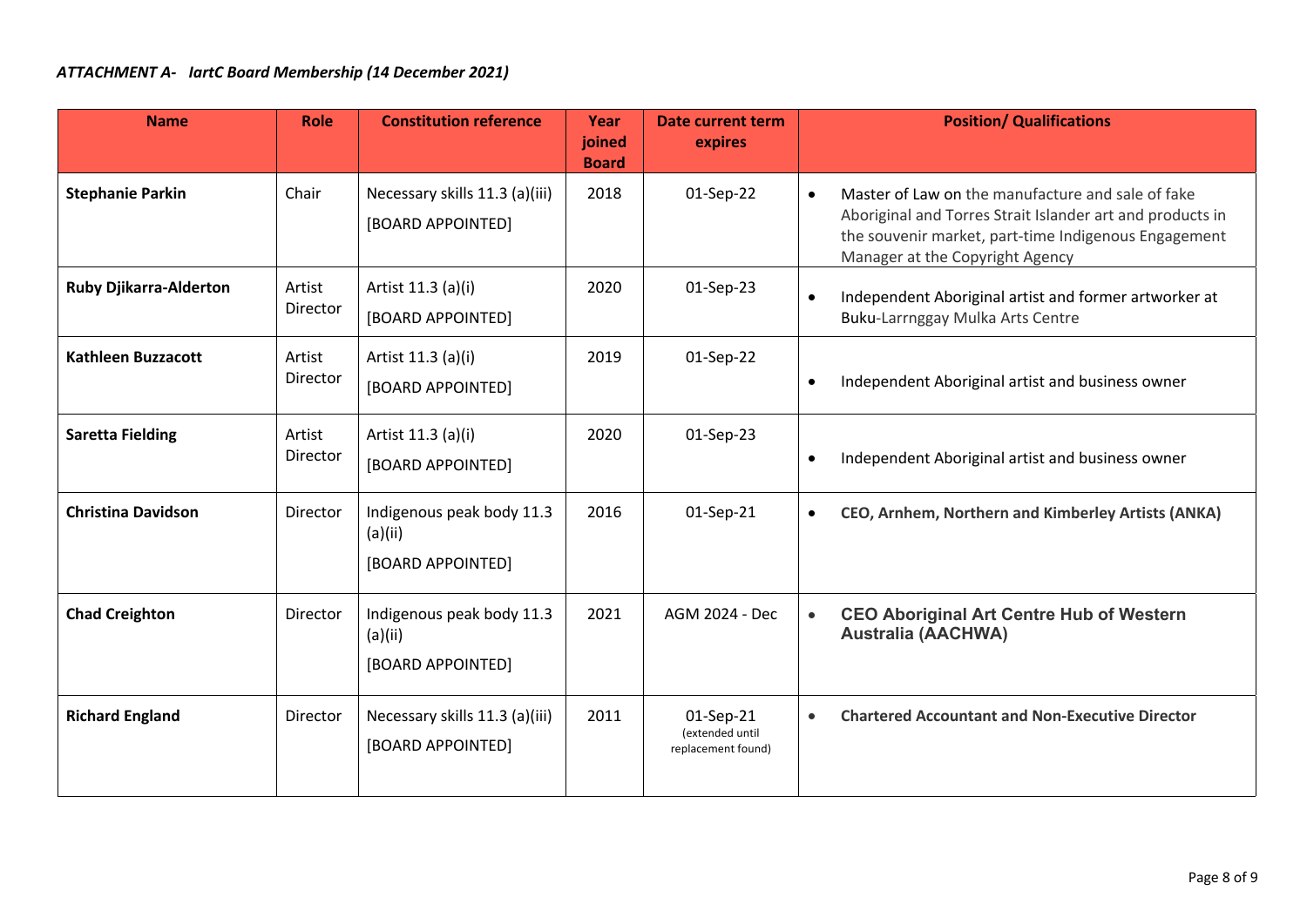***ATTACHMENT A- IartC Board Membership (14 December 2021)***

| Name | Role | Constitution reference | Year joined Board | Date current term expires | Position/ Qualifications |
|---|---|---|---|---|---|
| **Stephanie Parkin** | Chair | Necessary skills 11.3 (a)(iii) [BOARD APPOINTED] | 2018 | 01-Sep-22 | • Master of Law on the manufacture and sale of fake Aboriginal and Torres Strait Islander art and products in the souvenir market, part-time Indigenous Engagement Manager at the Copyright Agency |
| **Ruby Djikarra-Alderton** | Artist Director | Artist 11.3 (a)(i) [BOARD APPOINTED] | 2020 | 01-Sep-23 | • Independent Aboriginal artist and former artworker at Buku-Larrnggay Mulka Arts Centre |
| **Kathleen Buzzacott** | Artist Director | Artist 11.3 (a)(i) [BOARD APPOINTED] | 2019 | 01-Sep-22 | • Independent Aboriginal artist and business owner |
| **Saretta Fielding** | Artist Director | Artist 11.3 (a)(i) [BOARD APPOINTED] | 2020 | 01-Sep-23 | • Independent Aboriginal artist and business owner |
| **Christina Davidson** | Director | Indigenous peak body 11.3 (a)(ii) [BOARD APPOINTED] | 2016 | 01-Sep-21 | • **CEO, Arnhem, Northern and Kimberley Artists (ANKA)** |
| **Chad Creighton** | Director | Indigenous peak body 11.3 (a)(ii) [BOARD APPOINTED] | 2021 | AGM 2024 - Dec | • **CEO Aboriginal Art Centre Hub of Western Australia (AACHWA)** |
| **Richard England** | Director | Necessary skills 11.3 (a)(iii) [BOARD APPOINTED] | 2011 | 01-Sep-21 (extended until replacement found) | • **Chartered Accountant and Non-Executive Director** |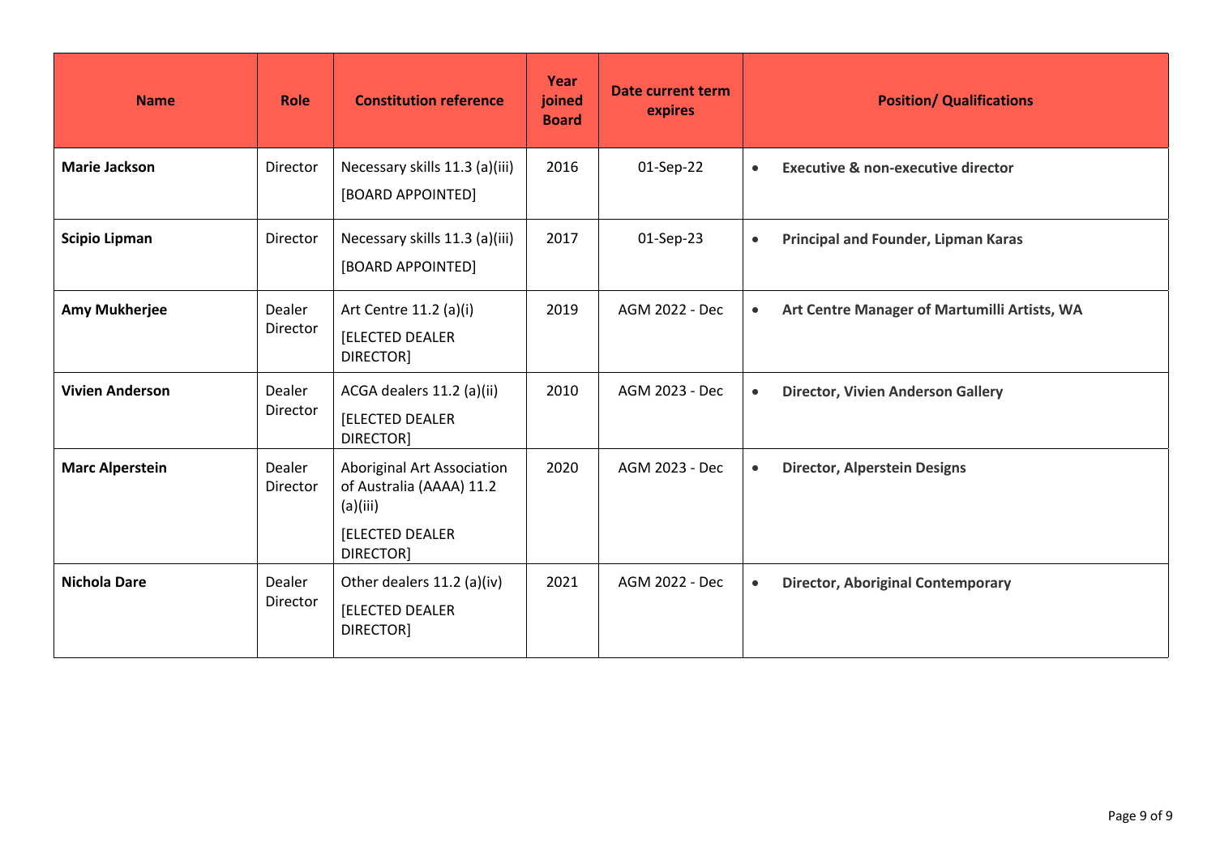| Name | Role | Constitution reference | Year joined Board | Date current term expires | Position/ Qualifications |
|---|---|---|---|---|---|
| **Marie Jackson** | Director | Necessary skills 11.3 (a)(iii) [BOARD APPOINTED] | 2016 | 01-Sep-22 | • **Executive & non-executive director** |
| **Scipio Lipman** | Director | Necessary skills 11.3 (a)(iii) [BOARD APPOINTED] | 2017 | 01-Sep-23 | • **Principal and Founder, Lipman Karas** |
| **Amy Mukherjee** | Dealer Director | Art Centre 11.2 (a)(i) [ELECTED DEALER DIRECTOR] | 2019 | AGM 2022 - Dec | • **Art Centre Manager of Martumilli Artists, WA** |
| **Vivien Anderson** | Dealer Director | ACGA dealers 11.2 (a)(ii) [ELECTED DEALER DIRECTOR] | 2010 | AGM 2023 - Dec | • **Director, Vivien Anderson Gallery** |
| **Marc Alperstein** | Dealer Director | Aboriginal Art Association of Australia (AAAA) 11.2 (a)(iii) [ELECTED DEALER DIRECTOR] | 2020 | AGM 2023 - Dec | • **Director, Alperstein Designs** |
| **Nichola Dare** | Dealer Director | Other dealers 11.2 (a)(iv) [ELECTED DEALER DIRECTOR] | 2021 | AGM 2022 - Dec | • **Director, Aboriginal Contemporary** |